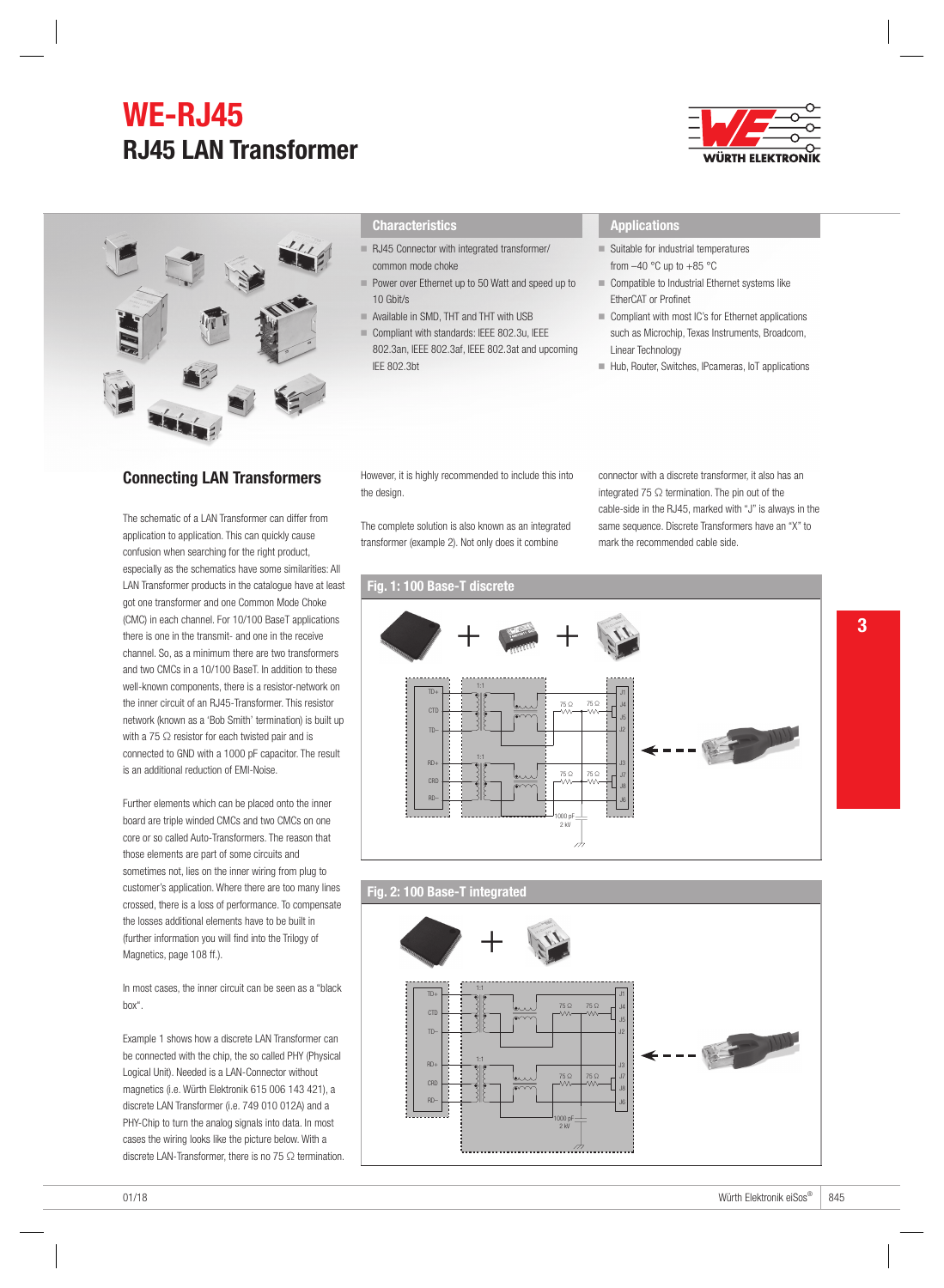# WE-RJ45

## RJ45 LAN Transformer

### Characteristics

- RJ45 Connector with integrated transformer/common mode choke
- Power over Ethernet up to 50 Watt and speed up to 10 Gbit/s
- Available in SMD, THT and THT with USB
- Compliant with standards: IEEE 802.3u, IEEE 802.3an, IEEE 802.3af, IEEE 802.3at and upcoming IEE 802.3bt

### Applications

- Suitable for industrial temperatures from –40 °C up to +85 °C
- Compatible to Industrial Ethernet systems like EtherCAT or Profinet
- Compliant with most IC's for Ethernet applications such as Microchip, Texas Instruments, Broadcom, Linear Technology
- Hub, Router, Switches, IPcameras, IoT applications

## Connecting LAN Transformers

The schematic of a LAN Transformer can differ from application to application. This can quickly cause confusion when searching for the right product, especially as the schematics have some similarities: All LAN Transformer products in the catalogue have at least got one transformer and one Common Mode Choke (CMC) in each channel. For 10/100 BaseT applications there is one in the transmit- and one in the receive channel. So, as a minimum there are two transformers and two CMCs in a 10/100 BaseT. In addition to these well-known components, there is a resistor-network on the inner circuit of an RJ45-Transformer. This resistor network (known as a 'Bob Smith' termination) is built up with a 75 Ω resistor for each twisted pair and is connected to GND with a 1000 pF capacitor. The result is an additional reduction of EMI-Noise.

Further elements which can be placed onto the inner board are triple winded CMCs and two CMCs on one core or so called Auto-Transformers. The reason that those elements are part of some circuits and sometimes not, lies on the inner wiring from plug to customer's application. Where there are too many lines crossed, there is a loss of performance. To compensate the losses additional elements have to be built in (further information you will find into the Trilogy of Magnetics, page 108 ff.).

In most cases, the inner circuit can be seen as a "black box".

Example 1 shows how a discrete LAN Transformer can be connected with the chip, the so called PHY (Physical Logical Unit). Needed is a LAN-Connector without magnetics (i.e. Würth Elektronik 615 006 143 421), a discrete LAN Transformer (i.e. 749 010 012A) and a PHY-Chip to turn the analog signals into data. In most cases the wiring looks like the picture below. With a discrete LAN-Transformer, there is no 75 Ω termination. However, it is highly recommended to include this into the design.

The complete solution is also known as an integrated transformer (example 2). Not only does it combine connector with a discrete transformer, it also has an integrated 75 Ω termination. The pin out of the cable-side in the RJ45, marked with "J" is always in the same sequence. Discrete Transformers have an "X" to mark the recommended cable side.

**Fig. 1: 100 Base-T discrete**

TD+, CTD, TD–, RD+, CRD, RD–, 1:1, 1:1, 75 Ω, 75 Ω, 75 Ω, 75 Ω, 1000 pF 2 kV, J1, J4, J5, J2, J3, J7, J8, J6

**Fig. 2: 100 Base-T integrated**

TD+, CTD, TD–, RD+, CRD, RD–, 1:1, 1:1, 75 Ω, 75 Ω, 75 Ω, 75 Ω, 1000 pF 2 kV, J1, J4, J5, J2, J3, J7, J8, J6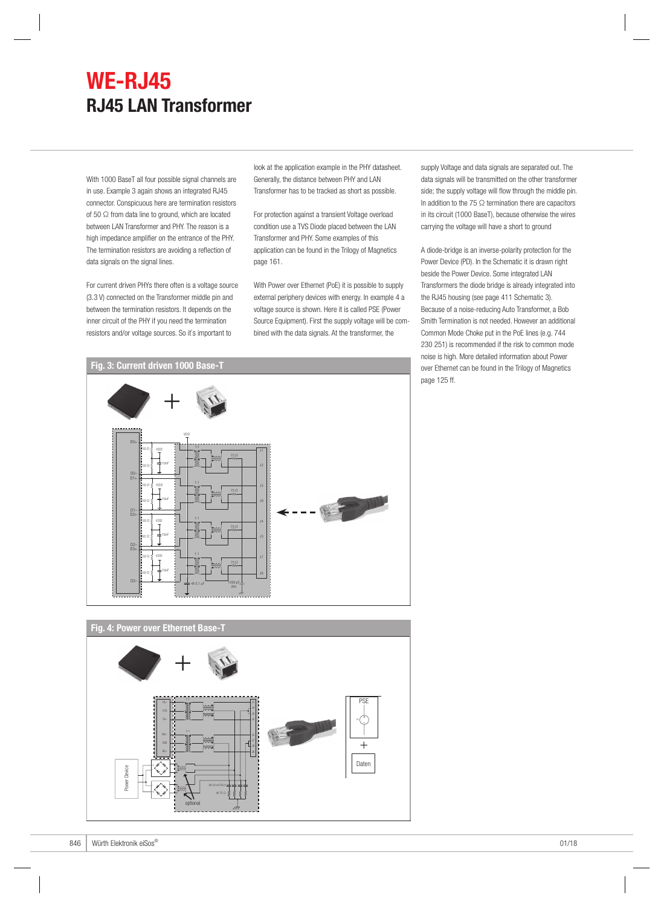# WE-RJ45

## RJ45 LAN Transformer

With 1000 BaseT all four possible signal channels are in use. Example 3 again shows an integrated RJ45 connector. Conspicuous here are termination resistors of 50 Ω from data line to ground, which are located between LAN Transformer and PHY. The reason is a high impedance amplifier on the entrance of the PHY. The termination resistors are avoiding a reflection of data signals on the signal lines.

For current driven PHYs there often is a voltage source (3.3 V) connected on the Transformer middle pin and between the termination resistors. It depends on the inner circuit of the PHY if you need the termination resistors and/or voltage sources. So it's important to look at the application example in the PHY datasheet. Generally, the distance between PHY and LAN Transformer has to be tracked as short as possible.

For protection against a transient Voltage overload condition use a TVS Diode placed between the LAN Transformer and PHY. Some examples of this application can be found in the Trilogy of Magnetics page 161.

With Power over Ethernet (PoE) it is possible to supply external periphery devices with energy. In example 4 a voltage source is shown. Here it is called PSE (Power Source Equipment). First the supply voltage will be combined with the data signals. At the transformer, the supply Voltage and data signals are separated out. The data signals will be transmitted on the other transformer side; the supply voltage will flow through the middle pin. In addition to the 75 Ω termination there are capacitors in its circuit (1000 BaseT), because otherwise the wires carrying the voltage will have a short to ground

A diode-bridge is an inverse-polarity protection for the Power Device (PD). In the Schematic it is drawn right beside the Power Device. Some integrated LAN Transformers the diode bridge is already integrated into the RJ45 housing (see page 411 Schematic 3). Because of a noise-reducing Auto Transformer, a Bob Smith Termination is not needed. However an additional Common Mode Choke put in the PoE lines (e.g. 744 230 251) is recommended if the risk to common mode noise is high. More detailed information about Power over Ethernet can be found in the Trilogy of Magnetics page 125 ff.

### Fig. 3: Current driven 1000 Base-T

D0+
D0–
D1+
D1–
D2+
D2–
D3+
D3–
50 Ω
VDD
10nF
1:1
75 Ω
J1
J2
J3
J6
J4
J5
J7
J8
4X 0.1 µF
1000 pF 2kV

### Fig. 4: Power over Ethernet Base-T

Power Device
optional
4X 22 nF/50 V
4X 75 Ω
PSE
+
Daten